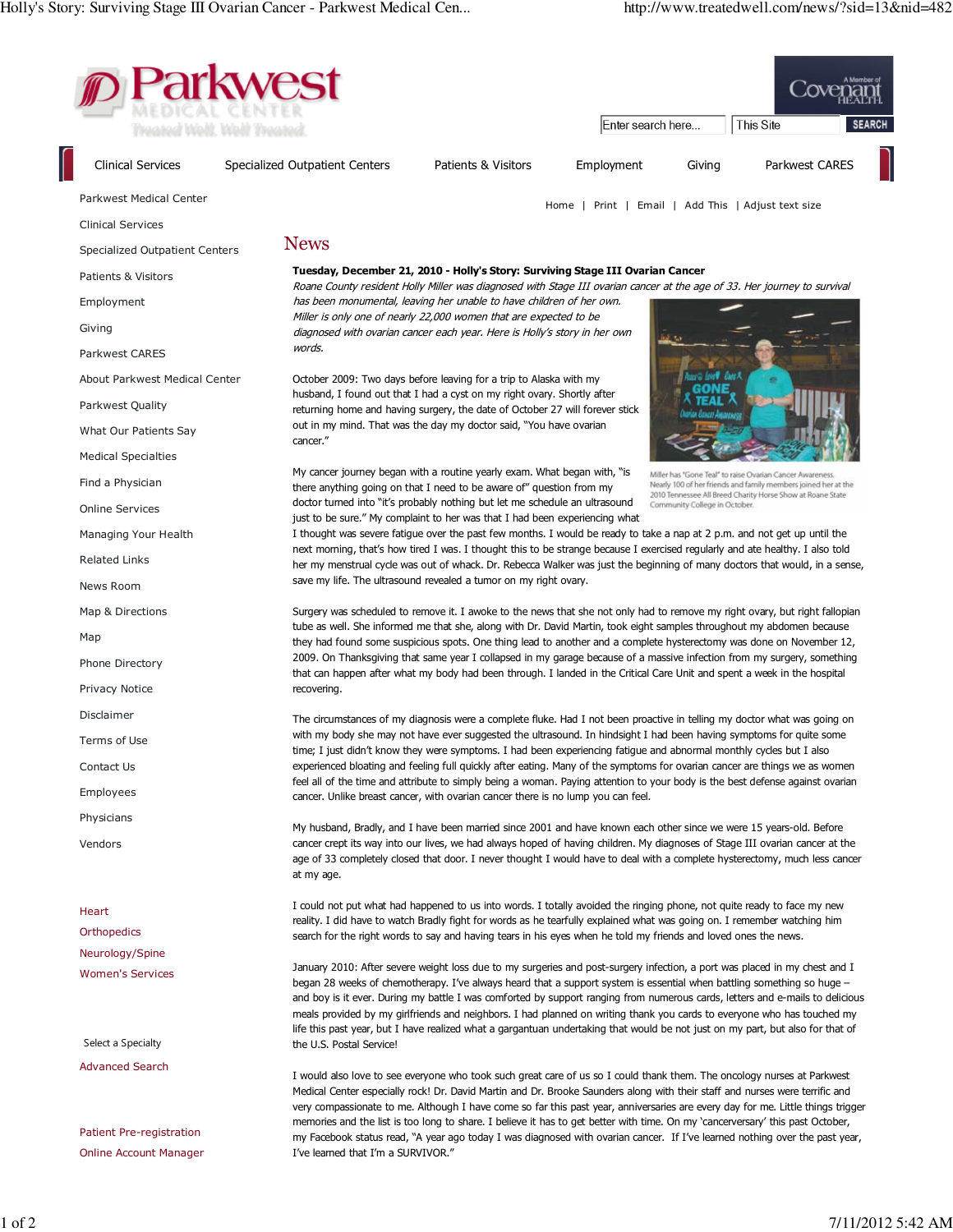# News

**Tuesday, December 21, 2010 - Holly's Story: Surviving Stage III Ovarian Cancer**

*Roane County resident Holly Miller was diagnosed with Stage III ovarian cancer at the age of 33. Her journey to survival has been monumental, leaving her unable to have children of her own. Miller is only one of nearly 22,000 women that are expected to be diagnosed with ovarian cancer each year. Here is Holly's story in her own words.*

Miller has "Gone Teal" to raise Ovarian Cancer Awareness. Nearly 100 of her friends and family members joined her at the 2010 Tennessee All Breed Charity Horse Show at Roane State Community College in October.

October 2009: Two days before leaving for a trip to Alaska with my husband, I found out that I had a cyst on my right ovary. Shortly after returning home and having surgery, the date of October 27 will forever stick out in my mind. That was the day my doctor said, "You have ovarian cancer."

My cancer journey began with a routine yearly exam. What began with, "is there anything going on that I need to be aware of" question from my doctor turned into "it's probably nothing but let me schedule an ultrasound just to be sure." My complaint to her was that I had been experiencing what I thought was severe fatigue over the past few months. I would be ready to take a nap at 2 p.m. and not get up until the next morning, that's how tired I was. I thought this to be strange because I exercised regularly and ate healthy. I also told her my menstrual cycle was out of whack. Dr. Rebecca Walker was just the beginning of many doctors that would, in a sense, save my life. The ultrasound revealed a tumor on my right ovary.

Surgery was scheduled to remove it. I awoke to the news that she not only had to remove my right ovary, but right fallopian tube as well. She informed me that she, along with Dr. David Martin, took eight samples throughout my abdomen because they had found some suspicious spots. One thing lead to another and a complete hysterectomy was done on November 12, 2009. On Thanksgiving that same year I collapsed in my garage because of a massive infection from my surgery, something that can happen after what my body had been through. I landed in the Critical Care Unit and spent a week in the hospital recovering.

The circumstances of my diagnosis were a complete fluke. Had I not been proactive in telling my doctor what was going on with my body she may not have ever suggested the ultrasound. In hindsight I had been having symptoms for quite some time; I just didn't know they were symptoms. I had been experiencing fatigue and abnormal monthly cycles but I also experienced bloating and feeling full quickly after eating. Many of the symptoms for ovarian cancer are things we as women feel all of the time and attribute to simply being a woman. Paying attention to your body is the best defense against ovarian cancer. Unlike breast cancer, with ovarian cancer there is no lump you can feel.

My husband, Bradly, and I have been married since 2001 and have known each other since we were 15 years-old. Before cancer crept its way into our lives, we had always hoped of having children. My diagnoses of Stage III ovarian cancer at the age of 33 completely closed that door. I never thought I would have to deal with a complete hysterectomy, much less cancer at my age.

I could not put what had happened to us into words. I totally avoided the ringing phone, not quite ready to face my new reality. I did have to watch Bradly fight for words as he tearfully explained what was going on. I remember watching him search for the right words to say and having tears in his eyes when he told my friends and loved ones the news.

January 2010: After severe weight loss due to my surgeries and post-surgery infection, a port was placed in my chest and I began 28 weeks of chemotherapy. I've always heard that a support system is essential when battling something so huge – and boy is it ever. During my battle I was comforted by support ranging from numerous cards, letters and e-mails to delicious meals provided by my girlfriends and neighbors. I had planned on writing thank you cards to everyone who has touched my life this past year, but I have realized what a gargantuan undertaking that would be not just on my part, but also for that of the U.S. Postal Service!

I would also love to see everyone who took such great care of us so I could thank them. The oncology nurses at Parkwest Medical Center especially rock! Dr. David Martin and Dr. Brooke Saunders along with their staff and nurses were terrific and very compassionate to me. Although I have come so far this past year, anniversaries are every day for me. Little things trigger memories and the list is too long to share. I believe it has to get better with time. On my 'cancerversary' this past October, my Facebook status read, "A year ago today I was diagnosed with ovarian cancer. If I've learned nothing over the past year, I've learned that I'm a SURVIVOR."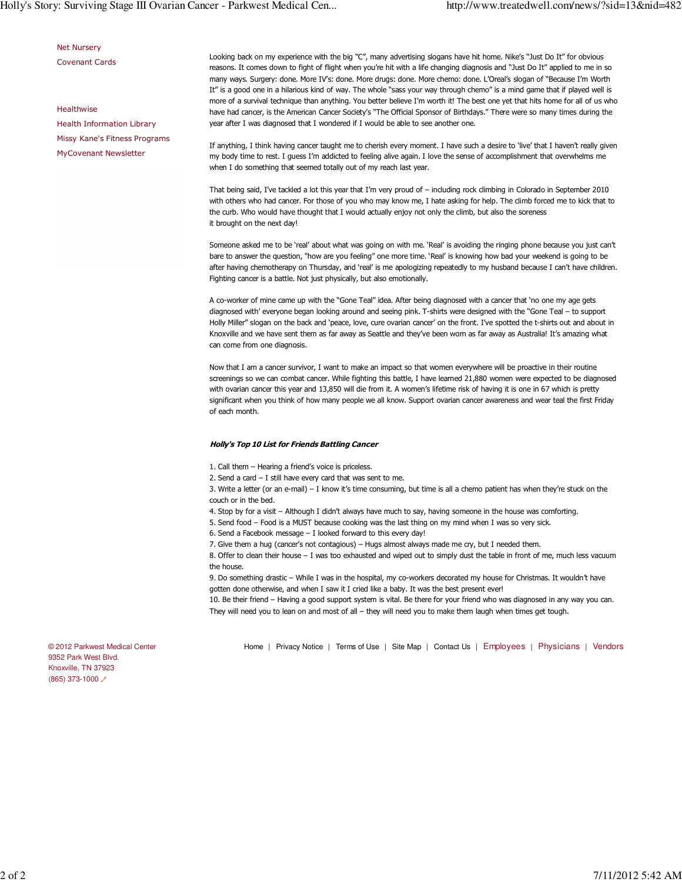Net Nursery

Covenant Cards

Healthwise

Health Information Library

Missy Kane's Fitness Programs

MyCovenant Newsletter

Looking back on my experience with the big "C", many advertising slogans have hit home. Nike's "Just Do It" for obvious reasons. It comes down to fight of flight when you're hit with a life changing diagnosis and "Just Do It" applied to me in so many ways. Surgery: done. More IV's: done. More drugs: done. More chemo: done. L'Oreal's slogan of "Because I'm Worth It" is a good one in a hilarious kind of way. The whole "sass your way through chemo" is a mind game that if played well is more of a survival technique than anything. You better believe I'm worth it! The best one yet that hits home for all of us who have had cancer, is the American Cancer Society's "The Official Sponsor of Birthdays." There were so many times during the year after I was diagnosed that I wondered if I would be able to see another one.

If anything, I think having cancer taught me to cherish every moment. I have such a desire to 'live' that I haven't really given my body time to rest. I guess I'm addicted to feeling alive again. I love the sense of accomplishment that overwhelms me when I do something that seemed totally out of my reach last year.

That being said, I've tackled a lot this year that I'm very proud of – including rock climbing in Colorado in September 2010 with others who had cancer. For those of you who may know me, I hate asking for help. The climb forced me to kick that to the curb. Who would have thought that I would actually enjoy not only the climb, but also the soreness it brought on the next day!

Someone asked me to be 'real' about what was going on with me. 'Real' is avoiding the ringing phone because you just can't bare to answer the question, "how are you feeling" one more time. 'Real' is knowing how bad your weekend is going to be after having chemotherapy on Thursday, and 'real' is me apologizing repeatedly to my husband because I can't have children. Fighting cancer is a battle. Not just physically, but also emotionally.

A co-worker of mine came up with the "Gone Teal" idea. After being diagnosed with a cancer that 'no one my age gets diagnosed with' everyone began looking around and seeing pink. T-shirts were designed with the "Gone Teal – to support Holly Miller" slogan on the back and 'peace, love, cure ovarian cancer' on the front. I've spotted the t-shirts out and about in Knoxville and we have sent them as far away as Seattle and they've been worn as far away as Australia! It's amazing what can come from one diagnosis.

Now that I am a cancer survivor, I want to make an impact so that women everywhere will be proactive in their routine screenings so we can combat cancer. While fighting this battle, I have learned 21,880 women were expected to be diagnosed with ovarian cancer this year and 13,850 will die from it. A women's lifetime risk of having it is one in 67 which is pretty significant when you think of how many people we all know. Support ovarian cancer awareness and wear teal the first Friday of each month.

***Holly's Top 10 List for Friends Battling Cancer***

1. Call them – Hearing a friend's voice is priceless.
2. Send a card – I still have every card that was sent to me.
3. Write a letter (or an e-mail) – I know it's time consuming, but time is all a chemo patient has when they're stuck on the couch or in the bed.
4. Stop by for a visit – Although I didn't always have much to say, having someone in the house was comforting.
5. Send food – Food is a MUST because cooking was the last thing on my mind when I was so very sick.
6. Send a Facebook message – I looked forward to this every day!
7. Give them a hug (cancer's not contagious) – Hugs almost always made me cry, but I needed them.
8. Offer to clean their house – I was too exhausted and wiped out to simply dust the table in front of me, much less vacuum the house.
9. Do something drastic – While I was in the hospital, my co-workers decorated my house for Christmas. It wouldn't have gotten done otherwise, and when I saw it I cried like a baby. It was the best present ever!
10. Be their friend – Having a good support system is vital. Be there for your friend who was diagnosed in any way you can. They will need you to lean on and most of all – they will need you to make them laugh when times get tough.

© 2012 Parkwest Medical Center
9352 Park West Blvd.
Knoxville, TN 37923
(865) 373-1000

Home | Privacy Notice | Terms of Use | Site Map | Contact Us | Employees | Physicians | Vendors